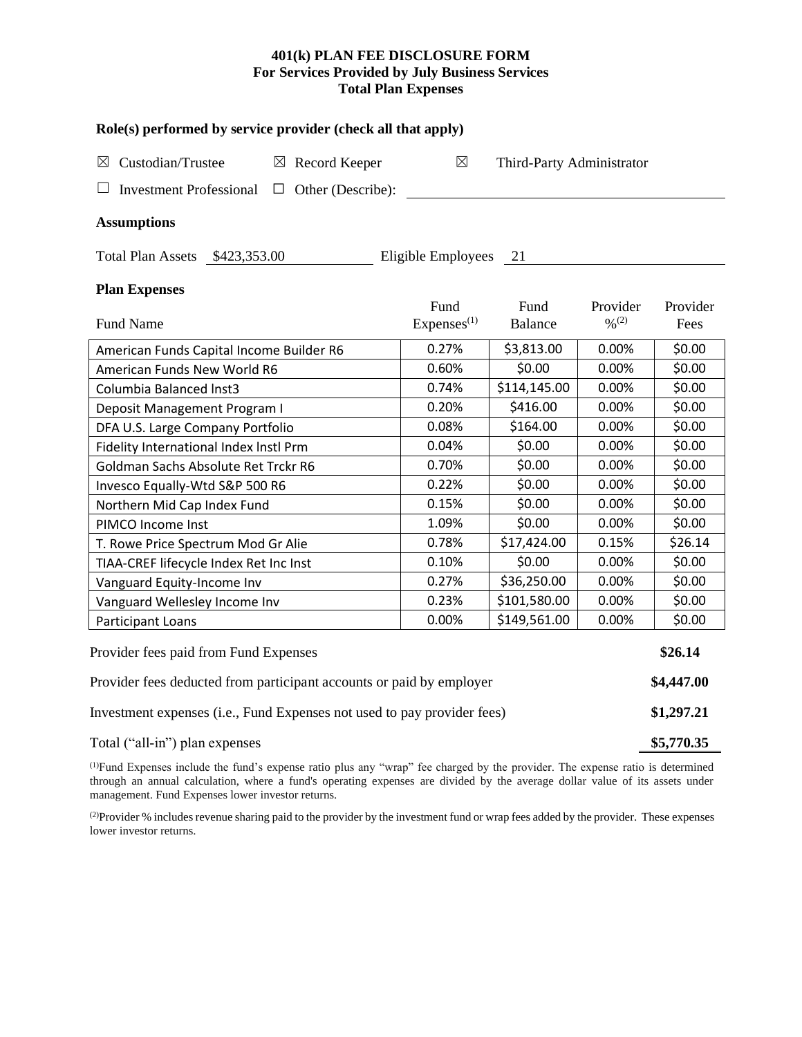**401(k) PLAN FEE DISCLOSURE FORM**
**For Services Provided by July Business Services**
**Total Plan Expenses**

**Role(s) performed by service provider (check all that apply)**

☒ Custodian/Trustee ☒ Record Keeper ☒ Third-Party Administrator

☐ Investment Professional ☐ Other (Describe):

**Assumptions**

Total Plan Assets $423,353.00 Eligible Employees 21

**Plan Expenses**

| Fund Name | Fund Expenses(1) | Fund Balance | Provider %(2) | Provider Fees |
|---|---|---|---|---|
| American Funds Capital Income Builder R6 | 0.27% | $3,813.00 | 0.00% | $0.00 |
| American Funds New World R6 | 0.60% | $0.00 | 0.00% | $0.00 |
| Columbia Balanced Inst3 | 0.74% | $114,145.00 | 0.00% | $0.00 |
| Deposit Management Program I | 0.20% | $416.00 | 0.00% | $0.00 |
| DFA U.S. Large Company Portfolio | 0.08% | $164.00 | 0.00% | $0.00 |
| Fidelity International Index Instl Prm | 0.04% | $0.00 | 0.00% | $0.00 |
| Goldman Sachs Absolute Ret Trckr R6 | 0.70% | $0.00 | 0.00% | $0.00 |
| Invesco Equally-Wtd S&P 500 R6 | 0.22% | $0.00 | 0.00% | $0.00 |
| Northern Mid Cap Index Fund | 0.15% | $0.00 | 0.00% | $0.00 |
| PIMCO Income Inst | 1.09% | $0.00 | 0.00% | $0.00 |
| T. Rowe Price Spectrum Mod Gr Alie | 0.78% | $17,424.00 | 0.15% | $26.14 |
| TIAA-CREF lifecycle Index Ret Inc Inst | 0.10% | $0.00 | 0.00% | $0.00 |
| Vanguard Equity-Income Inv | 0.27% | $36,250.00 | 0.00% | $0.00 |
| Vanguard Wellesley Income Inv | 0.23% | $101,580.00 | 0.00% | $0.00 |
| Participant Loans | 0.00% | $149,561.00 | 0.00% | $0.00 |

| | |
|---|---|
| Provider fees paid from Fund Expenses | **$26.14** |
| Provider fees deducted from participant accounts or paid by employer | **$4,447.00** |
| Investment expenses (i.e., Fund Expenses not used to pay provider fees) | **$1,297.21** |
| Total ("all-in") plan expenses | **$5,770.35** |

(1)Fund Expenses include the fund's expense ratio plus any "wrap" fee charged by the provider. The expense ratio is determined through an annual calculation, where a fund's operating expenses are divided by the average dollar value of its assets under management. Fund Expenses lower investor returns.

(2)Provider % includes revenue sharing paid to the provider by the investment fund or wrap fees added by the provider. These expenses lower investor returns.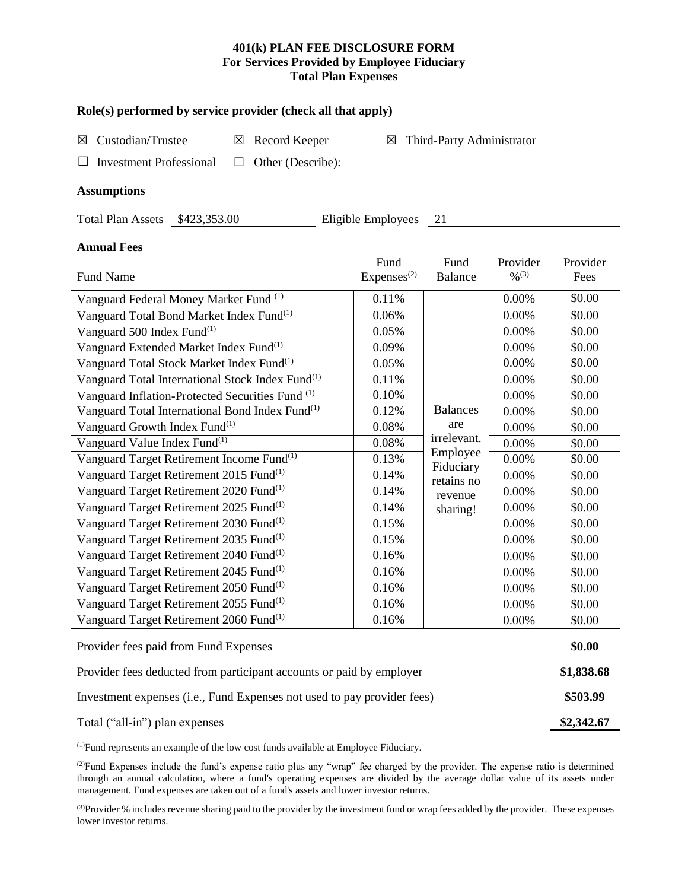**401(k) PLAN FEE DISCLOSURE FORM**
**For Services Provided by Employee Fiduciary**
**Total Plan Expenses**

### Role(s) performed by service provider (check all that apply)

☒ Custodian/Trustee ☒ Record Keeper ☒ Third-Party Administrator

☐ Investment Professional ☐ Other (Describe):

### Assumptions

Total Plan Assets $423,353.00 Eligible Employees 21

### Annual Fees

| Fund Name | Fund Expenses[2] | Fund Balance | Provider %[3] | Provider Fees |
|---|---|---|---|---|
| Vanguard Federal Money Market Fund [1] | 0.11% | Balances are irrelevant. Employee Fiduciary retains no revenue sharing! | 0.00% | $0.00 |
| Vanguard Total Bond Market Index Fund[1] | 0.06% | | 0.00% | $0.00 |
| Vanguard 500 Index Fund[1] | 0.05% | | 0.00% | $0.00 |
| Vanguard Extended Market Index Fund[1] | 0.09% | | 0.00% | $0.00 |
| Vanguard Total Stock Market Index Fund[1] | 0.05% | | 0.00% | $0.00 |
| Vanguard Total International Stock Index Fund[1] | 0.11% | | 0.00% | $0.00 |
| Vanguard Inflation-Protected Securities Fund [1] | 0.10% | | 0.00% | $0.00 |
| Vanguard Total International Bond Index Fund[1] | 0.12% | | 0.00% | $0.00 |
| Vanguard Growth Index Fund[1] | 0.08% | | 0.00% | $0.00 |
| Vanguard Value Index Fund[1] | 0.08% | | 0.00% | $0.00 |
| Vanguard Target Retirement Income Fund[1] | 0.13% | | 0.00% | $0.00 |
| Vanguard Target Retirement 2015 Fund[1] | 0.14% | | 0.00% | $0.00 |
| Vanguard Target Retirement 2020 Fund[1] | 0.14% | | 0.00% | $0.00 |
| Vanguard Target Retirement 2025 Fund[1] | 0.14% | | 0.00% | $0.00 |
| Vanguard Target Retirement 2030 Fund[1] | 0.15% | | 0.00% | $0.00 |
| Vanguard Target Retirement 2035 Fund[1] | 0.15% | | 0.00% | $0.00 |
| Vanguard Target Retirement 2040 Fund[1] | 0.16% | | 0.00% | $0.00 |
| Vanguard Target Retirement 2045 Fund[1] | 0.16% | | 0.00% | $0.00 |
| Vanguard Target Retirement 2050 Fund[1] | 0.16% | | 0.00% | $0.00 |
| Vanguard Target Retirement 2055 Fund[1] | 0.16% | | 0.00% | $0.00 |
| Vanguard Target Retirement 2060 Fund[1] | 0.16% | | 0.00% | $0.00 |

| | |
|---|---|
| Provider fees paid from Fund Expenses | **$0.00** |
| Provider fees deducted from participant accounts or paid by employer | **$1,838.68** |
| Investment expenses (i.e., Fund Expenses not used to pay provider fees) | **$503.99** |
| Total ("all-in") plan expenses | **$2,342.67** |

[1]Fund represents an example of the low cost funds available at Employee Fiduciary.

[2]Fund Expenses include the fund's expense ratio plus any "wrap" fee charged by the provider. The expense ratio is determined through an annual calculation, where a fund's operating expenses are divided by the average dollar value of its assets under management. Fund expenses are taken out of a fund's assets and lower investor returns.

[3]Provider % includes revenue sharing paid to the provider by the investment fund or wrap fees added by the provider. These expenses lower investor returns.